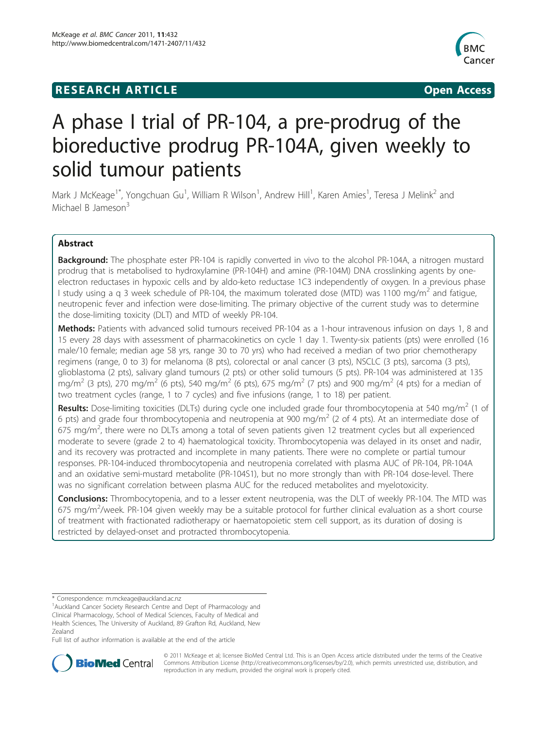**RESEARCH ARTICLE** **Open Access**

# A phase I trial of PR-104, a pre-prodrug of the bioreductive prodrug PR-104A, given weekly to solid tumour patients

Mark J McKeage[1*], Yongchuan Gu[1], William R Wilson[1], Andrew Hill[1], Karen Amies[1], Teresa J Melink[2] and Michael B Jameson[3]

## Abstract

**Background:** The phosphate ester PR-104 is rapidly converted in vivo to the alcohol PR-104A, a nitrogen mustard prodrug that is metabolised to hydroxylamine (PR-104H) and amine (PR-104M) DNA crosslinking agents by one-electron reductases in hypoxic cells and by aldo-keto reductase 1C3 independently of oxygen. In a previous phase I study using a q 3 week schedule of PR-104, the maximum tolerated dose (MTD) was 1100 mg/m$^2$ and fatigue, neutropenic fever and infection were dose-limiting. The primary objective of the current study was to determine the dose-limiting toxicity (DLT) and MTD of weekly PR-104.

**Methods:** Patients with advanced solid tumours received PR-104 as a 1-hour intravenous infusion on days 1, 8 and 15 every 28 days with assessment of pharmacokinetics on cycle 1 day 1. Twenty-six patients (pts) were enrolled (16 male/10 female; median age 58 yrs, range 30 to 70 yrs) who had received a median of two prior chemotherapy regimens (range, 0 to 3) for melanoma (8 pts), colorectal or anal cancer (3 pts), NSCLC (3 pts), sarcoma (3 pts), glioblastoma (2 pts), salivary gland tumours (2 pts) or other solid tumours (5 pts). PR-104 was administered at 135 mg/m$^2$ (3 pts), 270 mg/m$^2$ (6 pts), 540 mg/m$^2$ (6 pts), 675 mg/m$^2$ (7 pts) and 900 mg/m$^2$ (4 pts) for a median of two treatment cycles (range, 1 to 7 cycles) and five infusions (range, 1 to 18) per patient.

**Results:** Dose-limiting toxicities (DLTs) during cycle one included grade four thrombocytopenia at 540 mg/m$^2$ (1 of 6 pts) and grade four thrombocytopenia and neutropenia at 900 mg/m$^2$ (2 of 4 pts). At an intermediate dose of 675 mg/m$^2$, there were no DLTs among a total of seven patients given 12 treatment cycles but all experienced moderate to severe (grade 2 to 4) haematological toxicity. Thrombocytopenia was delayed in its onset and nadir, and its recovery was protracted and incomplete in many patients. There were no complete or partial tumour responses. PR-104-induced thrombocytopenia and neutropenia correlated with plasma AUC of PR-104, PR-104A and an oxidative semi-mustard metabolite (PR-104S1), but no more strongly than with PR-104 dose-level. There was no significant correlation between plasma AUC for the reduced metabolites and myelotoxicity.

**Conclusions:** Thrombocytopenia, and to a lesser extent neutropenia, was the DLT of weekly PR-104. The MTD was 675 mg/m$^2$/week. PR-104 given weekly may be a suitable protocol for further clinical evaluation as a short course of treatment with fractionated radiotherapy or haematopoietic stem cell support, as its duration of dosing is restricted by delayed-onset and protracted thrombocytopenia.

---

\* Correspondence: m.mckeage@auckland.ac.nz

[1]Auckland Cancer Society Research Centre and Dept of Pharmacology and Clinical Pharmacology, School of Medical Sciences, Faculty of Medical and Health Sciences, The University of Auckland, 89 Grafton Rd, Auckland, New Zealand

Full list of author information is available at the end of the article

© 2011 McKeage et al; licensee BioMed Central Ltd. This is an Open Access article distributed under the terms of the Creative Commons Attribution License (http://creativecommons.org/licenses/by/2.0), which permits unrestricted use, distribution, and reproduction in any medium, provided the original work is properly cited.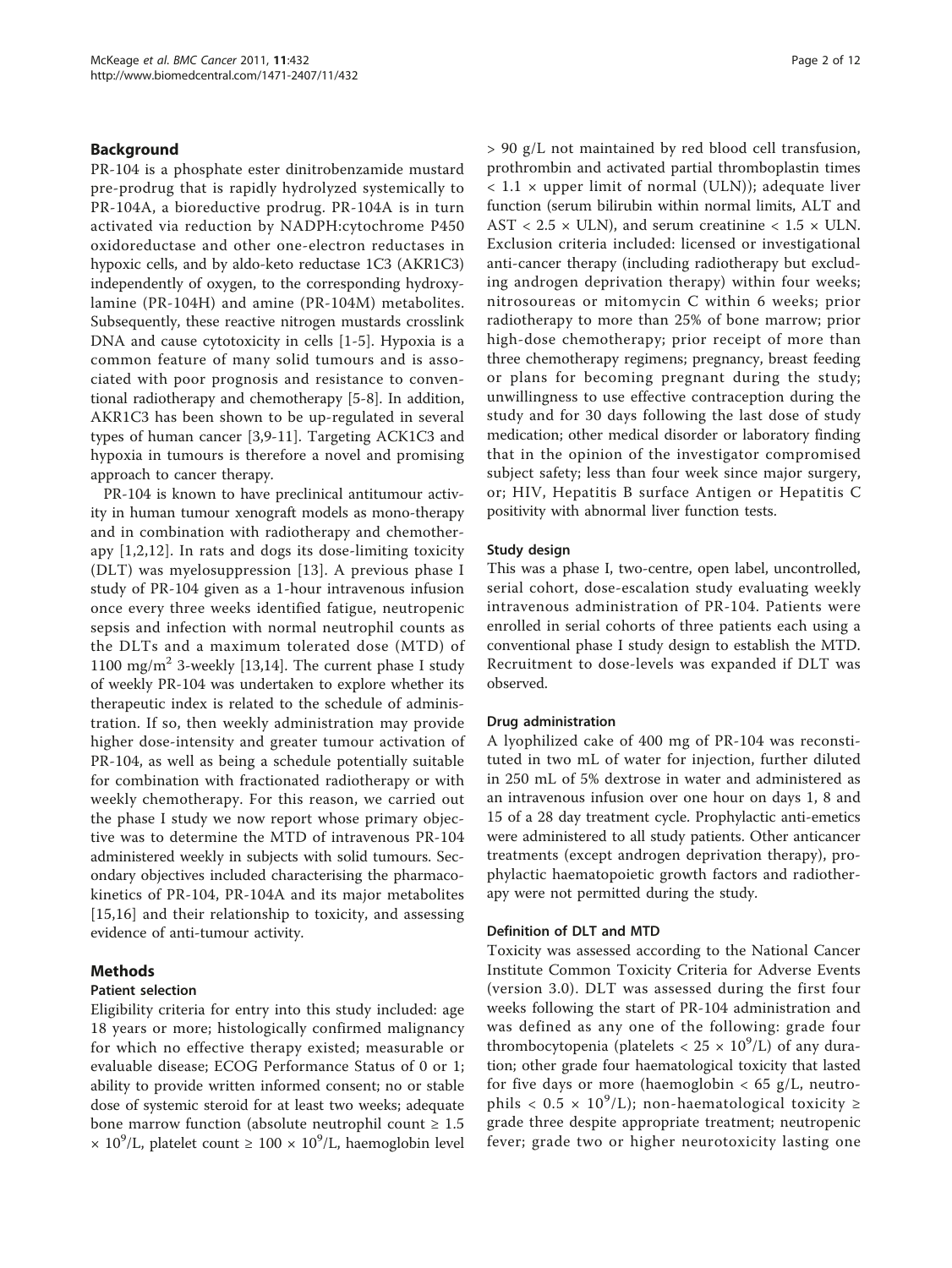## Background

PR-104 is a phosphate ester dinitrobenzamide mustard pre-prodrug that is rapidly hydrolyzed systemically to PR-104A, a bioreductive prodrug. PR-104A is in turn activated via reduction by NADPH:cytochrome P450 oxidoreductase and other one-electron reductases in hypoxic cells, and by aldo-keto reductase 1C3 (AKR1C3) independently of oxygen, to the corresponding hydroxylamine (PR-104H) and amine (PR-104M) metabolites. Subsequently, these reactive nitrogen mustards crosslink DNA and cause cytotoxicity in cells [1-5]. Hypoxia is a common feature of many solid tumours and is associated with poor prognosis and resistance to conventional radiotherapy and chemotherapy [5-8]. In addition, AKR1C3 has been shown to be up-regulated in several types of human cancer [3,9-11]. Targeting ACK1C3 and hypoxia in tumours is therefore a novel and promising approach to cancer therapy.

PR-104 is known to have preclinical antitumour activity in human tumour xenograft models as mono-therapy and in combination with radiotherapy and chemotherapy [1,2,12]. In rats and dogs its dose-limiting toxicity (DLT) was myelosuppression [13]. A previous phase I study of PR-104 given as a 1-hour intravenous infusion once every three weeks identified fatigue, neutropenic sepsis and infection with normal neutrophil counts as the DLTs and a maximum tolerated dose (MTD) of 1100 mg/m$^2$ 3-weekly [13,14]. The current phase I study of weekly PR-104 was undertaken to explore whether its therapeutic index is related to the schedule of administration. If so, then weekly administration may provide higher dose-intensity and greater tumour activation of PR-104, as well as being a schedule potentially suitable for combination with fractionated radiotherapy or with weekly chemotherapy. For this reason, we carried out the phase I study we now report whose primary objective was to determine the MTD of intravenous PR-104 administered weekly in subjects with solid tumours. Secondary objectives included characterising the pharmacokinetics of PR-104, PR-104A and its major metabolites [15,16] and their relationship to toxicity, and assessing evidence of anti-tumour activity.

## Methods

### Patient selection

Eligibility criteria for entry into this study included: age 18 years or more; histologically confirmed malignancy for which no effective therapy existed; measurable or evaluable disease; ECOG Performance Status of 0 or 1; ability to provide written informed consent; no or stable dose of systemic steroid for at least two weeks; adequate bone marrow function (absolute neutrophil count ≥ 1.5 × 10$^9$/L, platelet count ≥ 100 × 10$^9$/L, haemoglobin level > 90 g/L not maintained by red blood cell transfusion, prothrombin and activated partial thromboplastin times < 1.1 × upper limit of normal (ULN)); adequate liver function (serum bilirubin within normal limits, ALT and AST < 2.5 × ULN), and serum creatinine < 1.5 × ULN. Exclusion criteria included: licensed or investigational anti-cancer therapy (including radiotherapy but excluding androgen deprivation therapy) within four weeks; nitrosoureas or mitomycin C within 6 weeks; prior radiotherapy to more than 25% of bone marrow; prior high-dose chemotherapy; prior receipt of more than three chemotherapy regimens; pregnancy, breast feeding or plans for becoming pregnant during the study; unwillingness to use effective contraception during the study and for 30 days following the last dose of study medication; other medical disorder or laboratory finding that in the opinion of the investigator compromised subject safety; less than four week since major surgery, or; HIV, Hepatitis B surface Antigen or Hepatitis C positivity with abnormal liver function tests.

### Study design

This was a phase I, two-centre, open label, uncontrolled, serial cohort, dose-escalation study evaluating weekly intravenous administration of PR-104. Patients were enrolled in serial cohorts of three patients each using a conventional phase I study design to establish the MTD. Recruitment to dose-levels was expanded if DLT was observed.

### Drug administration

A lyophilized cake of 400 mg of PR-104 was reconstituted in two mL of water for injection, further diluted in 250 mL of 5% dextrose in water and administered as an intravenous infusion over one hour on days 1, 8 and 15 of a 28 day treatment cycle. Prophylactic anti-emetics were administered to all study patients. Other anticancer treatments (except androgen deprivation therapy), prophylactic haematopoietic growth factors and radiotherapy were not permitted during the study.

### Definition of DLT and MTD

Toxicity was assessed according to the National Cancer Institute Common Toxicity Criteria for Adverse Events (version 3.0). DLT was assessed during the first four weeks following the start of PR-104 administration and was defined as any one of the following: grade four thrombocytopenia (platelets < 25 × 10$^9$/L) of any duration; other grade four haematological toxicity that lasted for five days or more (haemoglobin < 65 g/L, neutrophils < 0.5 × 10$^9$/L); non-haematological toxicity ≥ grade three despite appropriate treatment; neutropenic fever; grade two or higher neurotoxicity lasting one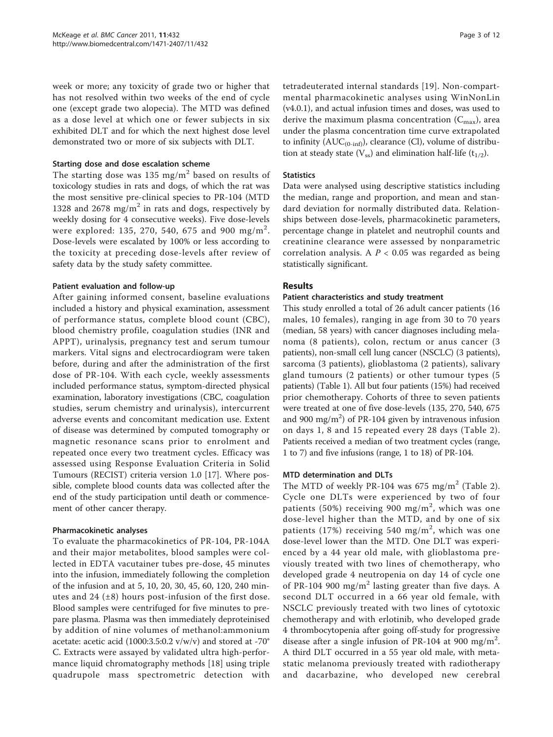week or more; any toxicity of grade two or higher that has not resolved within two weeks of the end of cycle one (except grade two alopecia). The MTD was defined as a dose level at which one or fewer subjects in six exhibited DLT and for which the next highest dose level demonstrated two or more of six subjects with DLT.

#### Starting dose and dose escalation scheme

The starting dose was 135 $mg/m^2$ based on results of toxicology studies in rats and dogs, of which the rat was the most sensitive pre-clinical species to PR-104 (MTD 1328 and 2678 $mg/m^2$ in rats and dogs, respectively by weekly dosing for 4 consecutive weeks). Five dose-levels were explored: 135, 270, 540, 675 and 900 $mg/m^2$. Dose-levels were escalated by 100% or less according to the toxicity at preceding dose-levels after review of safety data by the study safety committee.

#### Patient evaluation and follow-up

After gaining informed consent, baseline evaluations included a history and physical examination, assessment of performance status, complete blood count (CBC), blood chemistry profile, coagulation studies (INR and APPT), urinalysis, pregnancy test and serum tumour markers. Vital signs and electrocardiogram were taken before, during and after the administration of the first dose of PR-104. With each cycle, weekly assessments included performance status, symptom-directed physical examination, laboratory investigations (CBC, coagulation studies, serum chemistry and urinalysis), intercurrent adverse events and concomitant medication use. Extent of disease was determined by computed tomography or magnetic resonance scans prior to enrolment and repeated once every two treatment cycles. Efficacy was assessed using Response Evaluation Criteria in Solid Tumours (RECIST) criteria version 1.0 [17]. Where possible, complete blood counts data was collected after the end of the study participation until death or commencement of other cancer therapy.

#### Pharmacokinetic analyses

To evaluate the pharmacokinetics of PR-104, PR-104A and their major metabolites, blood samples were collected in EDTA vacutainer tubes pre-dose, 45 minutes into the infusion, immediately following the completion of the infusion and at 5, 10, 20, 30, 45, 60, 120, 240 minutes and 24 (±8) hours post-infusion of the first dose. Blood samples were centrifuged for five minutes to prepare plasma. Plasma was then immediately deproteinised by addition of nine volumes of methanol:ammonium acetate: acetic acid (1000:3.5:0.2 v/w/v) and stored at -70° C. Extracts were assayed by validated ultra high-performance liquid chromatography methods [18] using triple quadrupole mass spectrometric detection with tetradeuterated internal standards [19]. Non-compartmental pharmacokinetic analyses using WinNonLin (v4.0.1), and actual infusion times and doses, was used to derive the maximum plasma concentration ($C_{max}$), area under the plasma concentration time curve extrapolated to infinity ($AUC_{(0-inf)}$), clearance (Cl), volume of distribution at steady state ($V_{ss}$) and elimination half-life ($t_{1/2}$).

#### Statistics

Data were analysed using descriptive statistics including the median, range and proportion, and mean and standard deviation for normally distributed data. Relationships between dose-levels, pharmacokinetic parameters, percentage change in platelet and neutrophil counts and creatinine clearance were assessed by nonparametric correlation analysis. A $P < 0.05$ was regarded as being statistically significant.

## Results

#### Patient characteristics and study treatment

This study enrolled a total of 26 adult cancer patients (16 males, 10 females), ranging in age from 30 to 70 years (median, 58 years) with cancer diagnoses including melanoma (8 patients), colon, rectum or anus cancer (3 patients), non-small cell lung cancer (NSCLC) (3 patients), sarcoma (3 patients), glioblastoma (2 patients), salivary gland tumours (2 patients) or other tumour types (5 patients) (Table 1). All but four patients (15%) had received prior chemotherapy. Cohorts of three to seven patients were treated at one of five dose-levels (135, 270, 540, 675 and 900 $mg/m^2$) of PR-104 given by intravenous infusion on days 1, 8 and 15 repeated every 28 days (Table 2). Patients received a median of two treatment cycles (range, 1 to 7) and five infusions (range, 1 to 18) of PR-104.

#### MTD determination and DLTs

The MTD of weekly PR-104 was 675 $mg/m^2$ (Table 2). Cycle one DLTs were experienced by two of four patients (50%) receiving 900 $mg/m^2$, which was one dose-level higher than the MTD, and by one of six patients (17%) receiving 540 $mg/m^2$, which was one dose-level lower than the MTD. One DLT was experienced by a 44 year old male, with glioblastoma previously treated with two lines of chemotherapy, who developed grade 4 neutropenia on day 14 of cycle one of PR-104 900 $mg/m^2$ lasting greater than five days. A second DLT occurred in a 66 year old female, with NSCLC previously treated with two lines of cytotoxic chemotherapy and with erlotinib, who developed grade 4 thrombocytopenia after going off-study for progressive disease after a single infusion of PR-104 at 900 $mg/m^2$. A third DLT occurred in a 55 year old male, with metastatic melanoma previously treated with radiotherapy and dacarbazine, who developed new cerebral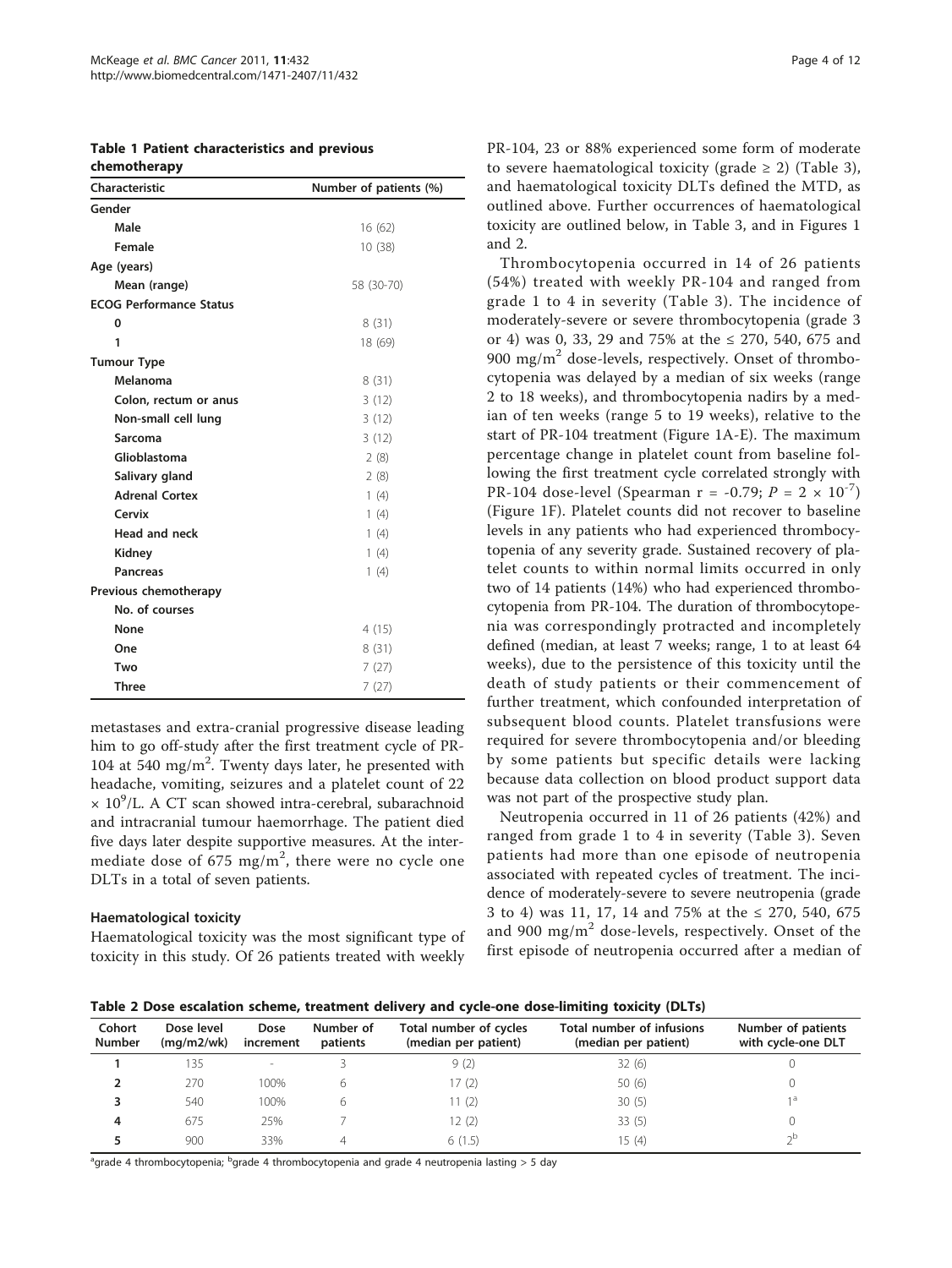**Table 1 Patient characteristics and previous chemotherapy**

| Characteristic | Number of patients (%) |
|---|---|
| **Gender** | |
| Male | 16 (62) |
| Female | 10 (38) |
| **Age (years)** | |
| Mean (range) | 58 (30-70) |
| **ECOG Performance Status** | |
| 0 | 8 (31) |
| 1 | 18 (69) |
| **Tumour Type** | |
| Melanoma | 8 (31) |
| Colon, rectum or anus | 3 (12) |
| Non-small cell lung | 3 (12) |
| Sarcoma | 3 (12) |
| Glioblastoma | 2 (8) |
| Salivary gland | 2 (8) |
| Adrenal Cortex | 1 (4) |
| Cervix | 1 (4) |
| Head and neck | 1 (4) |
| Kidney | 1 (4) |
| Pancreas | 1 (4) |
| **Previous chemotherapy** | |
| No. of courses | |
| None | 4 (15) |
| One | 8 (31) |
| Two | 7 (27) |
| Three | 7 (27) |

metastases and extra-cranial progressive disease leading him to go off-study after the first treatment cycle of PR-104 at 540 mg/m$^2$. Twenty days later, he presented with headache, vomiting, seizures and a platelet count of 22 × 10$^9$/L. A CT scan showed intra-cerebral, subarachnoid and intracranial tumour haemorrhage. The patient died five days later despite supportive measures. At the intermediate dose of 675 mg/m$^2$, there were no cycle one DLTs in a total of seven patients.

### Haematological toxicity

Haematological toxicity was the most significant type of toxicity in this study. Of 26 patients treated with weekly PR-104, 23 or 88% experienced some form of moderate to severe haematological toxicity (grade ≥ 2) (Table 3), and haematological toxicity DLTs defined the MTD, as outlined above. Further occurrences of haematological toxicity are outlined below, in Table 3, and in Figures 1 and 2.

Thrombocytopenia occurred in 14 of 26 patients (54%) treated with weekly PR-104 and ranged from grade 1 to 4 in severity (Table 3). The incidence of moderately-severe or severe thrombocytopenia (grade 3 or 4) was 0, 33, 29 and 75% at the ≤ 270, 540, 675 and 900 mg/m$^2$ dose-levels, respectively. Onset of thrombocytopenia was delayed by a median of six weeks (range 2 to 18 weeks), and thrombocytopenia nadirs by a median of ten weeks (range 5 to 19 weeks), relative to the start of PR-104 treatment (Figure 1A-E). The maximum percentage change in platelet count from baseline following the first treatment cycle correlated strongly with PR-104 dose-level (Spearman r = -0.79; $P = 2 \times 10^{-7}$) (Figure 1F). Platelet counts did not recover to baseline levels in any patients who had experienced thrombocytopenia of any severity grade. Sustained recovery of platelet counts to within normal limits occurred in only two of 14 patients (14%) who had experienced thrombocytopenia from PR-104. The duration of thrombocytopenia was correspondingly protracted and incompletely defined (median, at least 7 weeks; range, 1 to at least 64 weeks), due to the persistence of this toxicity until the death of study patients or their commencement of further treatment, which confounded interpretation of subsequent blood counts. Platelet transfusions were required for severe thrombocytopenia and/or bleeding by some patients but specific details were lacking because data collection on blood product support data was not part of the prospective study plan.

Neutropenia occurred in 11 of 26 patients (42%) and ranged from grade 1 to 4 in severity (Table 3). Seven patients had more than one episode of neutropenia associated with repeated cycles of treatment. The incidence of moderately-severe to severe neutropenia (grade 3 to 4) was 11, 17, 14 and 75% at the ≤ 270, 540, 675 and 900 mg/m$^2$ dose-levels, respectively. Onset of the first episode of neutropenia occurred after a median of

**Table 2 Dose escalation scheme, treatment delivery and cycle-one dose-limiting toxicity (DLTs)**

| Cohort Number | Dose level (mg/m2/wk) | Dose increment | Number of patients | Total number of cycles (median per patient) | Total number of infusions (median per patient) | Number of patients with cycle-one DLT |
|---|---|---|---|---|---|---|
| 1 | 135 | - | 3 | 9 (2) | 32 (6) | 0 |
| 2 | 270 | 100% | 6 | 17 (2) | 50 (6) | 0 |
| 3 | 540 | 100% | 6 | 11 (2) | 30 (5) | 1[a] |
| 4 | 675 | 25% | 7 | 12 (2) | 33 (5) | 0 |
| 5 | 900 | 33% | 4 | 6 (1.5) | 15 (4) | 2[b] |

[a]grade 4 thrombocytopenia; [b]grade 4 thrombocytopenia and grade 4 neutropenia lasting > 5 day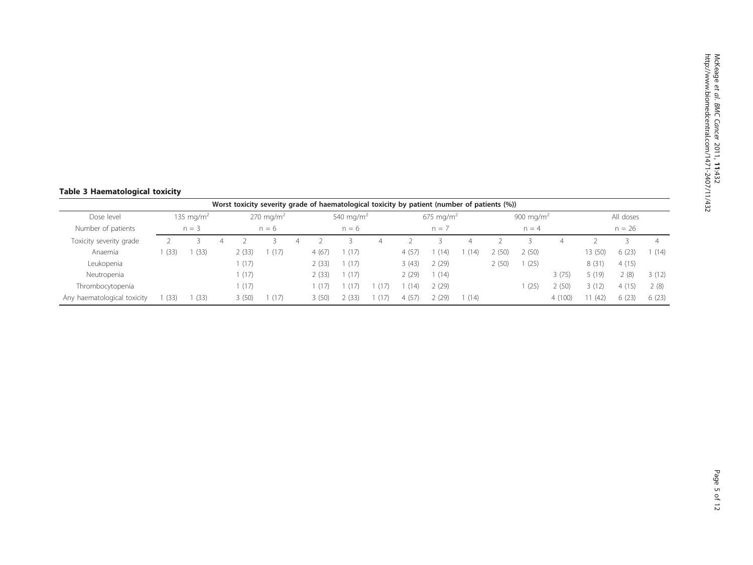**Table 3 Haematological toxicity**

| Worst toxicity severity grade of haematological toxicity by patient (number of patients (%)) | | | | | | | | | | | | | | | | | | |
|---|---|---|---|---|---|---|---|---|---|---|---|---|---|---|---|---|---|---|
| Dose level | 135 mg/m$^2$ | | | 270 mg/m$^2$ | | | 540 mg/m$^2$ | | | 675 mg/m$^2$ | | | 900 mg/m$^2$ | | | All doses | | |
| Number of patients | n = 3 | | | n = 6 | | | n = 6 | | | n = 7 | | | n = 4 | | | n = 26 | | |
| Toxicity severity grade | 2 | 3 | 4 | 2 | 3 | 4 | 2 | 3 | 4 | 2 | 3 | 4 | 2 | 3 | 4 | 2 | 3 | 4 |
| Anaemia | 1 (33) | 1 (33) | | 2 (33) | 1 (17) | | 4 (67) | 1 (17) | | 4 (57) | 1 (14) | 1 (14) | 2 (50) | 2 (50) | | 13 (50) | 6 (23) | 1 (14) |
| Leukopenia | | | | 1 (17) | | | 2 (33) | 1 (17) | | 3 (43) | 2 (29) | | 2 (50) | 1 (25) | | 8 (31) | 4 (15) | |
| Neutropenia | | | | 1 (17) | | | 2 (33) | 1 (17) | | 2 (29) | 1 (14) | | | | 3 (75) | 5 (19) | 2 (8) | 3 (12) |
| Thrombocytopenia | | | | 1 (17) | | | 1 (17) | 1 (17) | 1 (17) | 1 (14) | 2 (29) | | | 1 (25) | 2 (50) | 3 (12) | 4 (15) | 2 (8) |
| Any haematological toxicity | 1 (33) | 1 (33) | | 3 (50) | 1 (17) | | 3 (50) | 2 (33) | 1 (17) | 4 (57) | 2 (29) | 1 (14) | | | 4 (100) | 11 (42) | 6 (23) | 6 (23) |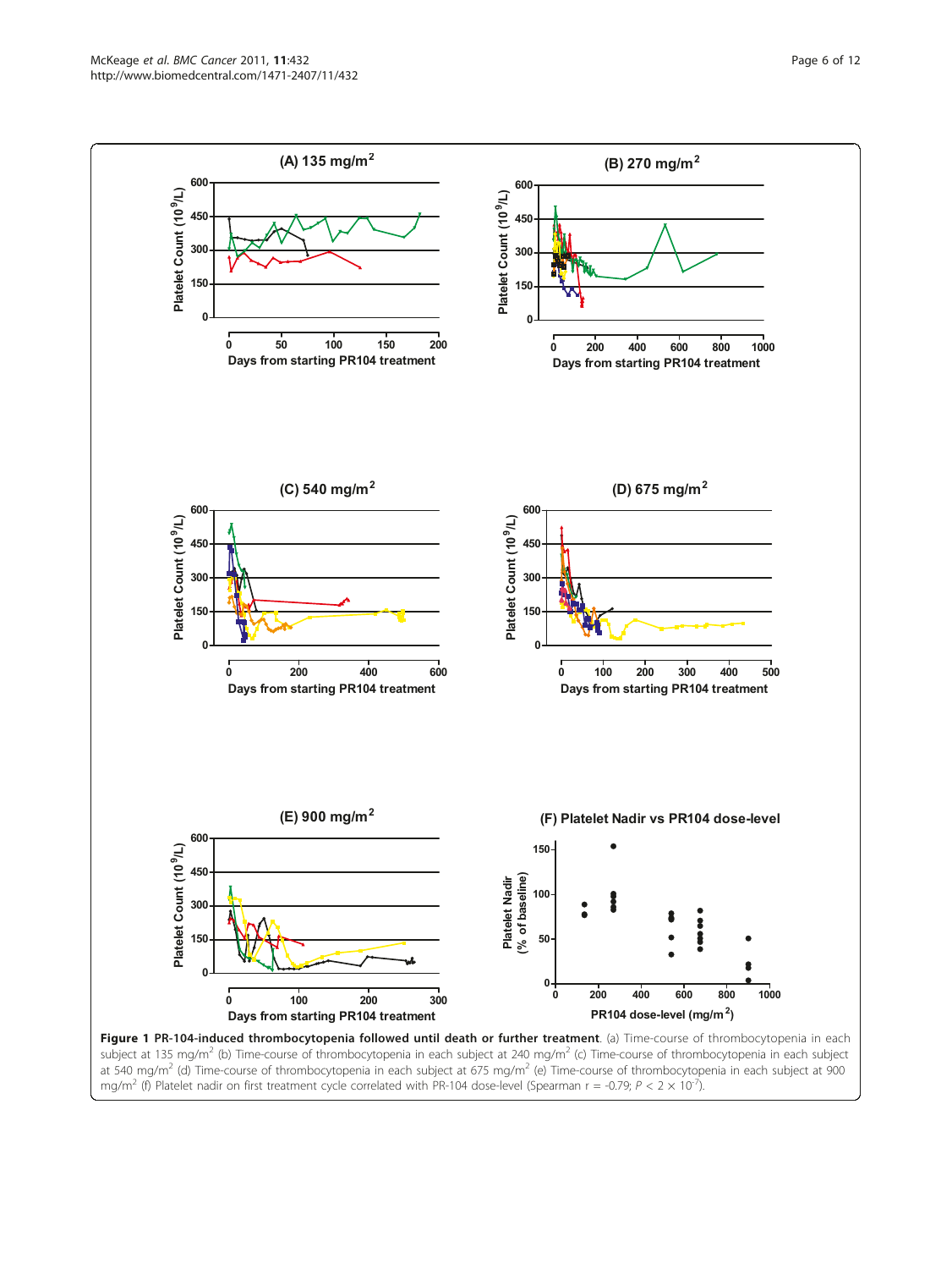**Figure 1 PR-104-induced thrombocytopenia followed until death or further treatment**. (a) Time-course of thrombocytopenia in each subject at 135 mg/m$^2$ (b) Time-course of thrombocytopenia in each subject at 240 mg/m$^2$ (c) Time-course of thrombocytopenia in each subject at 540 mg/m$^2$ (d) Time-course of thrombocytopenia in each subject at 675 mg/m$^2$ (e) Time-course of thrombocytopenia in each subject at 900 mg/m$^2$ (f) Platelet nadir on first treatment cycle correlated with PR-104 dose-level (Spearman r = -0.79; $P < 2 \times 10^{-7}$).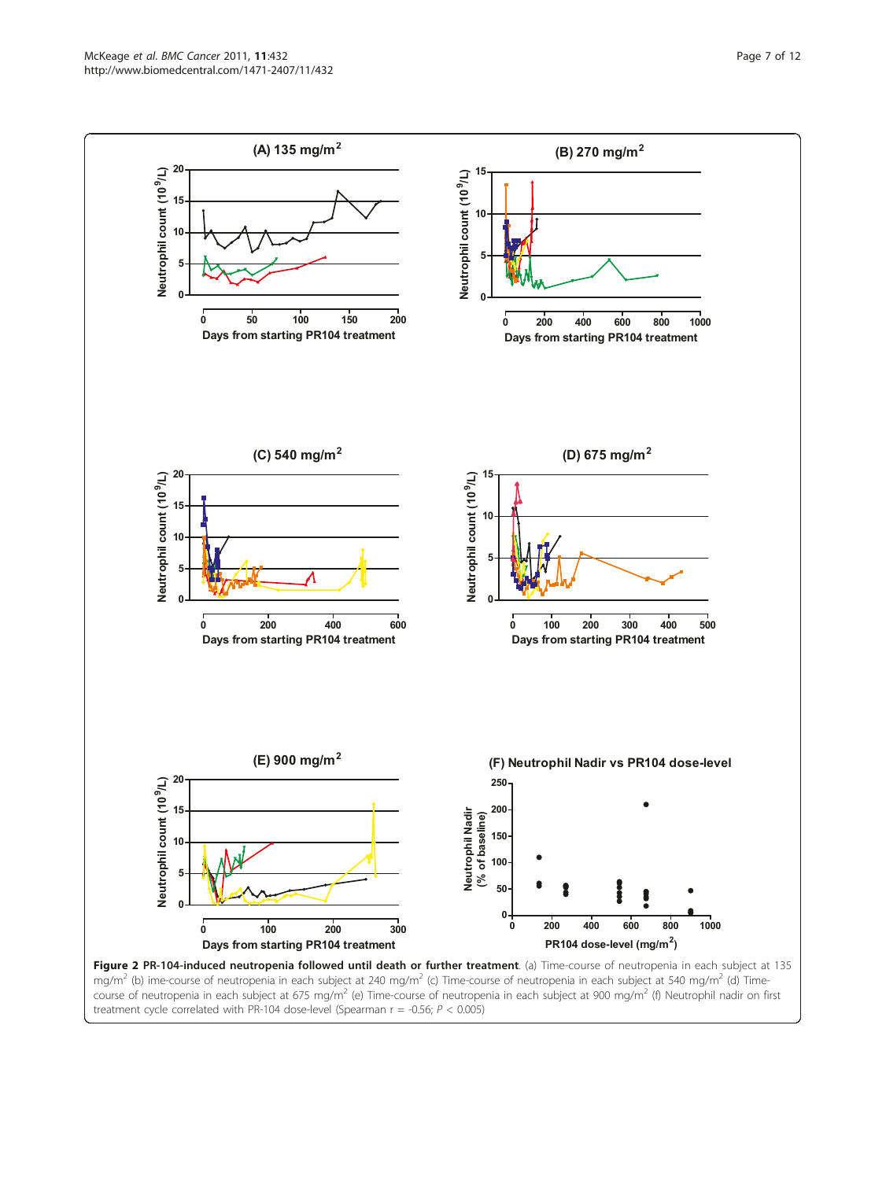**Figure 2 PR-104-induced neutropenia followed until death or further treatment**. (a) Time-course of neutropenia in each subject at 135 $mg/m^2$ (b) ime-course of neutropenia in each subject at 240 $mg/m^2$ (c) Time-course of neutropenia in each subject at 540 $mg/m^2$ (d) Time-course of neutropenia in each subject at 675 $mg/m^2$ (e) Time-course of neutropenia in each subject at 900 $mg/m^2$ (f) Neutrophil nadir on first treatment cycle correlated with PR-104 dose-level (Spearman r = -0.56; $P < 0.005$)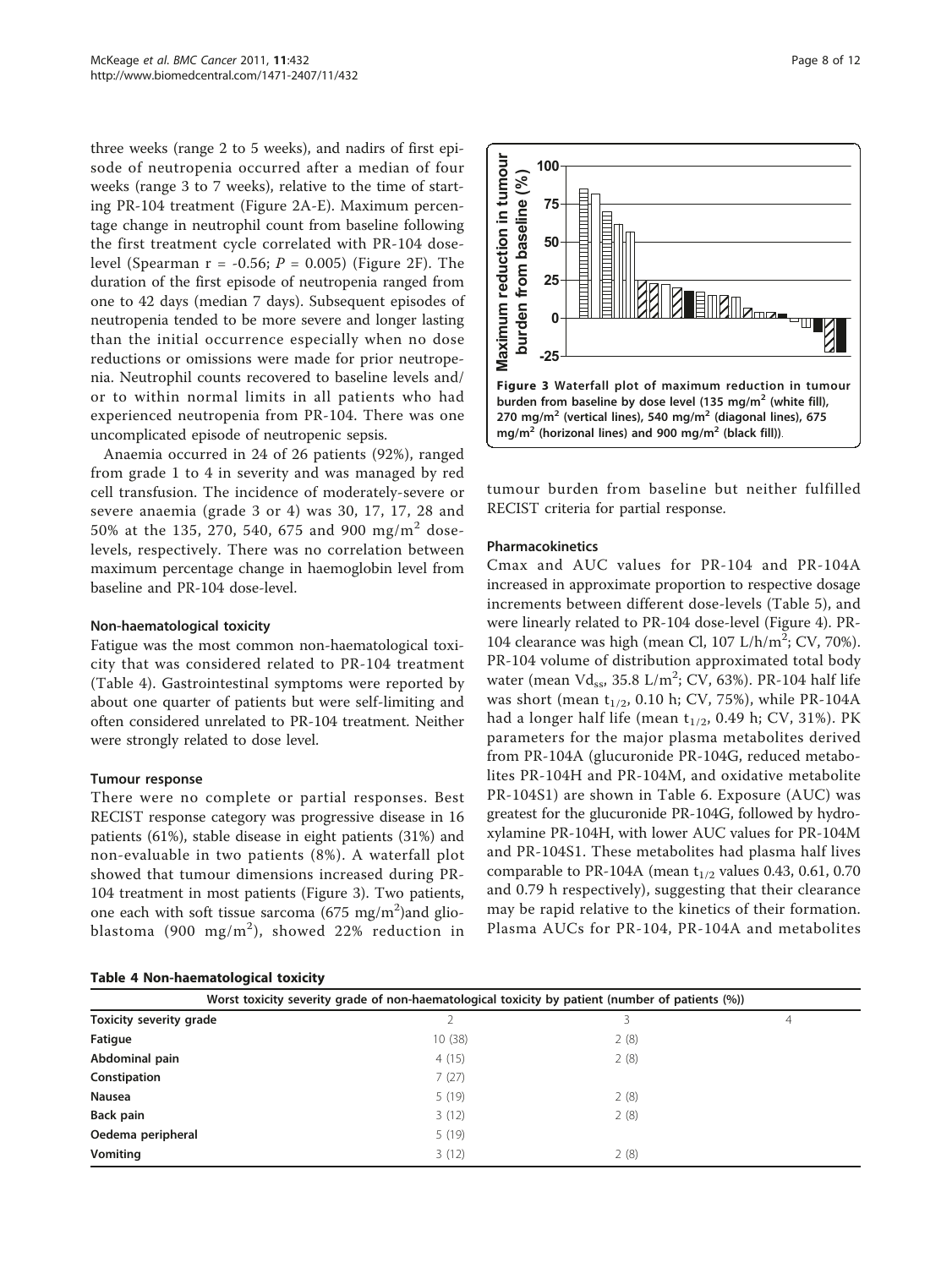three weeks (range 2 to 5 weeks), and nadirs of first episode of neutropenia occurred after a median of four weeks (range 3 to 7 weeks), relative to the time of starting PR-104 treatment (Figure 2A-E). Maximum percentage change in neutrophil count from baseline following the first treatment cycle correlated with PR-104 dose-level (Spearman r = -0.56; $P$ = 0.005) (Figure 2F). The duration of the first episode of neutropenia ranged from one to 42 days (median 7 days). Subsequent episodes of neutropenia tended to be more severe and longer lasting than the initial occurrence especially when no dose reductions or omissions were made for prior neutropenia. Neutrophil counts recovered to baseline levels and/or to within normal limits in all patients who had experienced neutropenia from PR-104. There was one uncomplicated episode of neutropenic sepsis.

Anaemia occurred in 24 of 26 patients (92%), ranged from grade 1 to 4 in severity and was managed by red cell transfusion. The incidence of moderately-severe or severe anaemia (grade 3 or 4) was 30, 17, 17, 28 and 50% at the 135, 270, 540, 675 and 900 mg/m$^2$ dose-levels, respectively. There was no correlation between maximum percentage change in haemoglobin level from baseline and PR-104 dose-level.

#### Non-haematological toxicity

Fatigue was the most common non-haematological toxicity that was considered related to PR-104 treatment (Table 4). Gastrointestinal symptoms were reported by about one quarter of patients but were self-limiting and often considered unrelated to PR-104 treatment. Neither were strongly related to dose level.

#### Tumour response

There were no complete or partial responses. Best RECIST response category was progressive disease in 16 patients (61%), stable disease in eight patients (31%) and non-evaluable in two patients (8%). A waterfall plot showed that tumour dimensions increased during PR-104 treatment in most patients (Figure 3). Two patients, one each with soft tissue sarcoma (675 mg/m$^2$)and glioblastoma (900 mg/m$^2$), showed 22% reduction in tumour burden from baseline but neither fulfilled RECIST criteria for partial response.

**Figure 3 Waterfall plot of maximum reduction in tumour burden from baseline by dose level (135 mg/m$^2$ (white fill), 270 mg/m$^2$ (vertical lines), 540 mg/m$^2$ (diagonal lines), 675 mg/m$^2$ (horizonal lines) and 900 mg/m$^2$ (black fill))**.

#### Pharmacokinetics

Cmax and AUC values for PR-104 and PR-104A increased in approximate proportion to respective dosage increments between different dose-levels (Table 5), and were linearly related to PR-104 dose-level (Figure 4). PR-104 clearance was high (mean Cl, 107 L/h/m$^2$; CV, 70%). PR-104 volume of distribution approximated total body water (mean $Vd_{ss}$, 35.8 L/m$^2$; CV, 63%). PR-104 half life was short (mean $t_{1/2}$, 0.10 h; CV, 75%), while PR-104A had a longer half life (mean $t_{1/2}$, 0.49 h; CV, 31%). PK parameters for the major plasma metabolites derived from PR-104A (glucuronide PR-104G, reduced metabolites PR-104H and PR-104M, and oxidative metabolite PR-104S1) are shown in Table 6. Exposure (AUC) was greatest for the glucuronide PR-104G, followed by hydroxylamine PR-104H, with lower AUC values for PR-104M and PR-104S1. These metabolites had plasma half lives comparable to PR-104A (mean $t_{1/2}$ values 0.43, 0.61, 0.70 and 0.79 h respectively), suggesting that their clearance may be rapid relative to the kinetics of their formation. Plasma AUCs for PR-104, PR-104A and metabolites

**Table 4 Non-haematological toxicity**

| | Worst toxicity severity grade of non-haematological toxicity by patient (number of patients (%)) | | |
|---|---|---|---|
| **Toxicity severity grade** | 2 | 3 | 4 |
| **Fatigue** | 10 (38) | 2 (8) | |
| **Abdominal pain** | 4 (15) | 2 (8) | |
| **Constipation** | 7 (27) | | |
| **Nausea** | 5 (19) | 2 (8) | |
| **Back pain** | 3 (12) | 2 (8) | |
| **Oedema peripheral** | 5 (19) | | |
| **Vomiting** | 3 (12) | 2 (8) | |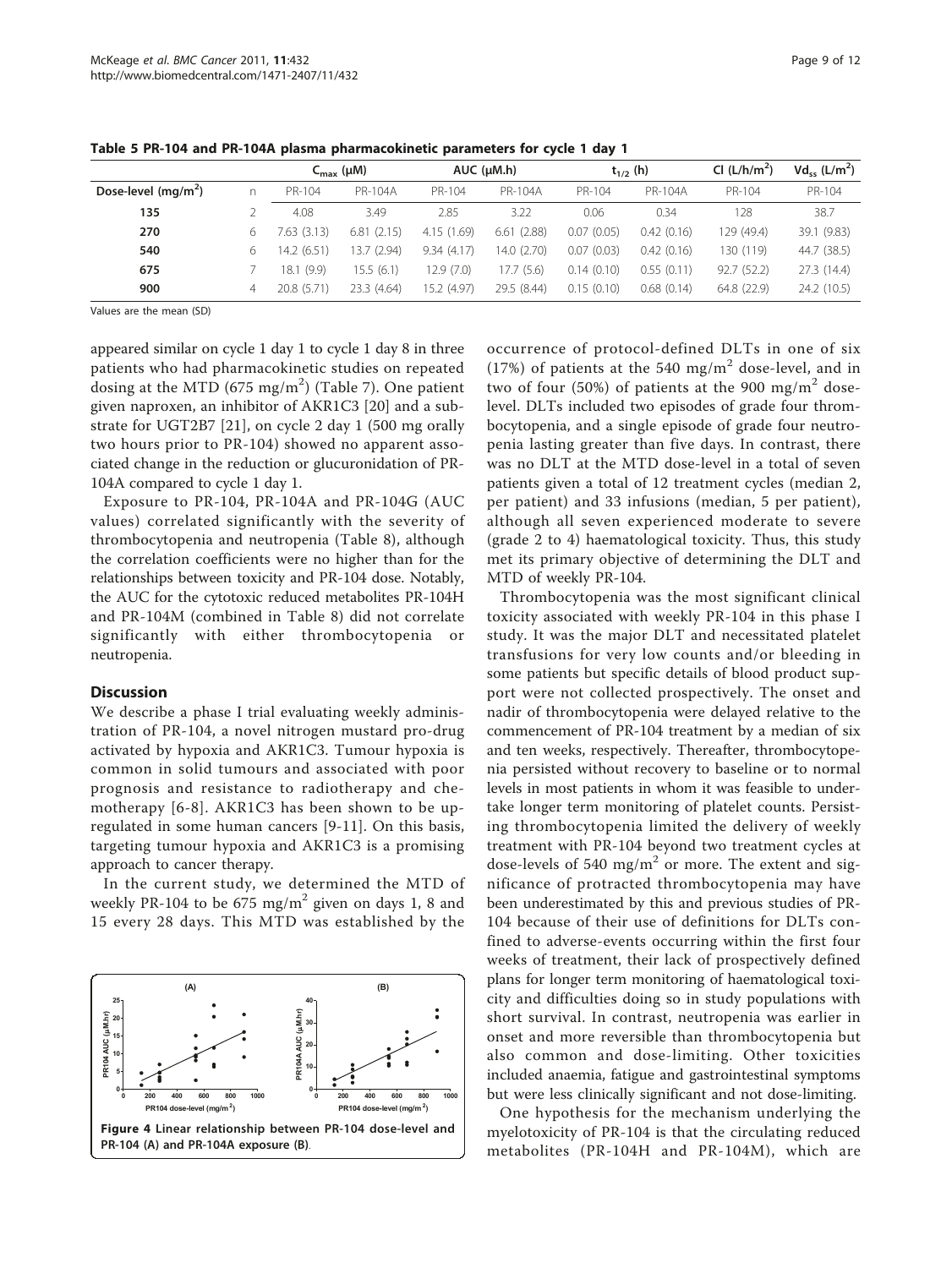**Table 5 PR-104 and PR-104A plasma pharmacokinetic parameters for cycle 1 day 1**

| | | $C_{max}$ (μM) | | AUC (μM.h) | | $t_{1/2}$ (h) | | Cl (L/h/m$^2$) | $Vd_{ss}$ (L/m$^2$) |
|---|---|---|---|---|---|---|---|---|---|
| Dose-level (mg/m$^2$) | n | PR-104 | PR-104A | PR-104 | PR-104A | PR-104 | PR-104A | PR-104 | PR-104 |
| 135 | 2 | 4.08 | 3.49 | 2.85 | 3.22 | 0.06 | 0.34 | 128 | 38.7 |
| 270 | 6 | 7.63 (3.13) | 6.81 (2.15) | 4.15 (1.69) | 6.61 (2.88) | 0.07 (0.05) | 0.42 (0.16) | 129 (49.4) | 39.1 (9.83) |
| 540 | 6 | 14.2 (6.51) | 13.7 (2.94) | 9.34 (4.17) | 14.0 (2.70) | 0.07 (0.03) | 0.42 (0.16) | 130 (119) | 44.7 (38.5) |
| 675 | 7 | 18.1 (9.9) | 15.5 (6.1) | 12.9 (7.0) | 17.7 (5.6) | 0.14 (0.10) | 0.55 (0.11) | 92.7 (52.2) | 27.3 (14.4) |
| 900 | 4 | 20.8 (5.71) | 23.3 (4.64) | 15.2 (4.97) | 29.5 (8.44) | 0.15 (0.10) | 0.68 (0.14) | 64.8 (22.9) | 24.2 (10.5) |

Values are the mean (SD)

appeared similar on cycle 1 day 1 to cycle 1 day 8 in three patients who had pharmacokinetic studies on repeated dosing at the MTD (675 mg/m$^2$) (Table 7). One patient given naproxen, an inhibitor of AKR1C3 [20] and a substrate for UGT2B7 [21], on cycle 2 day 1 (500 mg orally two hours prior to PR-104) showed no apparent associated change in the reduction or glucuronidation of PR-104A compared to cycle 1 day 1.

Exposure to PR-104, PR-104A and PR-104G (AUC values) correlated significantly with the severity of thrombocytopenia and neutropenia (Table 8), although the correlation coefficients were no higher than for the relationships between toxicity and PR-104 dose. Notably, the AUC for the cytotoxic reduced metabolites PR-104H and PR-104M (combined in Table 8) did not correlate significantly with either thrombocytopenia or neutropenia.

## Discussion

We describe a phase I trial evaluating weekly administration of PR-104, a novel nitrogen mustard pro-drug activated by hypoxia and AKR1C3. Tumour hypoxia is common in solid tumours and associated with poor prognosis and resistance to radiotherapy and chemotherapy [6-8]. AKR1C3 has been shown to be up-regulated in some human cancers [9-11]. On this basis, targeting tumour hypoxia and AKR1C3 is a promising approach to cancer therapy.

In the current study, we determined the MTD of weekly PR-104 to be 675 mg/m$^2$ given on days 1, 8 and 15 every 28 days. This MTD was established by the

Figure 4 Linear relationship between PR-104 dose-level and PR-104 (A) and PR-104A exposure (B).

occurrence of protocol-defined DLTs in one of six (17%) of patients at the 540 mg/m$^2$ dose-level, and in two of four (50%) of patients at the 900 mg/m$^2$ dose-level. DLTs included two episodes of grade four thrombocytopenia, and a single episode of grade four neutropenia lasting greater than five days. In contrast, there was no DLT at the MTD dose-level in a total of seven patients given a total of 12 treatment cycles (median 2, per patient) and 33 infusions (median, 5 per patient), although all seven experienced moderate to severe (grade 2 to 4) haematological toxicity. Thus, this study met its primary objective of determining the DLT and MTD of weekly PR-104.

Thrombocytopenia was the most significant clinical toxicity associated with weekly PR-104 in this phase I study. It was the major DLT and necessitated platelet transfusions for very low counts and/or bleeding in some patients but specific details of blood product support were not collected prospectively. The onset and nadir of thrombocytopenia were delayed relative to the commencement of PR-104 treatment by a median of six and ten weeks, respectively. Thereafter, thrombocytopenia persisted without recovery to baseline or to normal levels in most patients in whom it was feasible to undertake longer term monitoring of platelet counts. Persisting thrombocytopenia limited the delivery of weekly treatment with PR-104 beyond two treatment cycles at dose-levels of 540 mg/m$^2$ or more. The extent and significance of protracted thrombocytopenia may have been underestimated by this and previous studies of PR-104 because of their use of definitions for DLTs confined to adverse-events occurring within the first four weeks of treatment, their lack of prospectively defined plans for longer term monitoring of haematological toxicity and difficulties doing so in study populations with short survival. In contrast, neutropenia was earlier in onset and more reversible than thrombocytopenia but also common and dose-limiting. Other toxicities included anaemia, fatigue and gastrointestinal symptoms but were less clinically significant and not dose-limiting.

One hypothesis for the mechanism underlying the myelotoxicity of PR-104 is that the circulating reduced metabolites (PR-104H and PR-104M), which are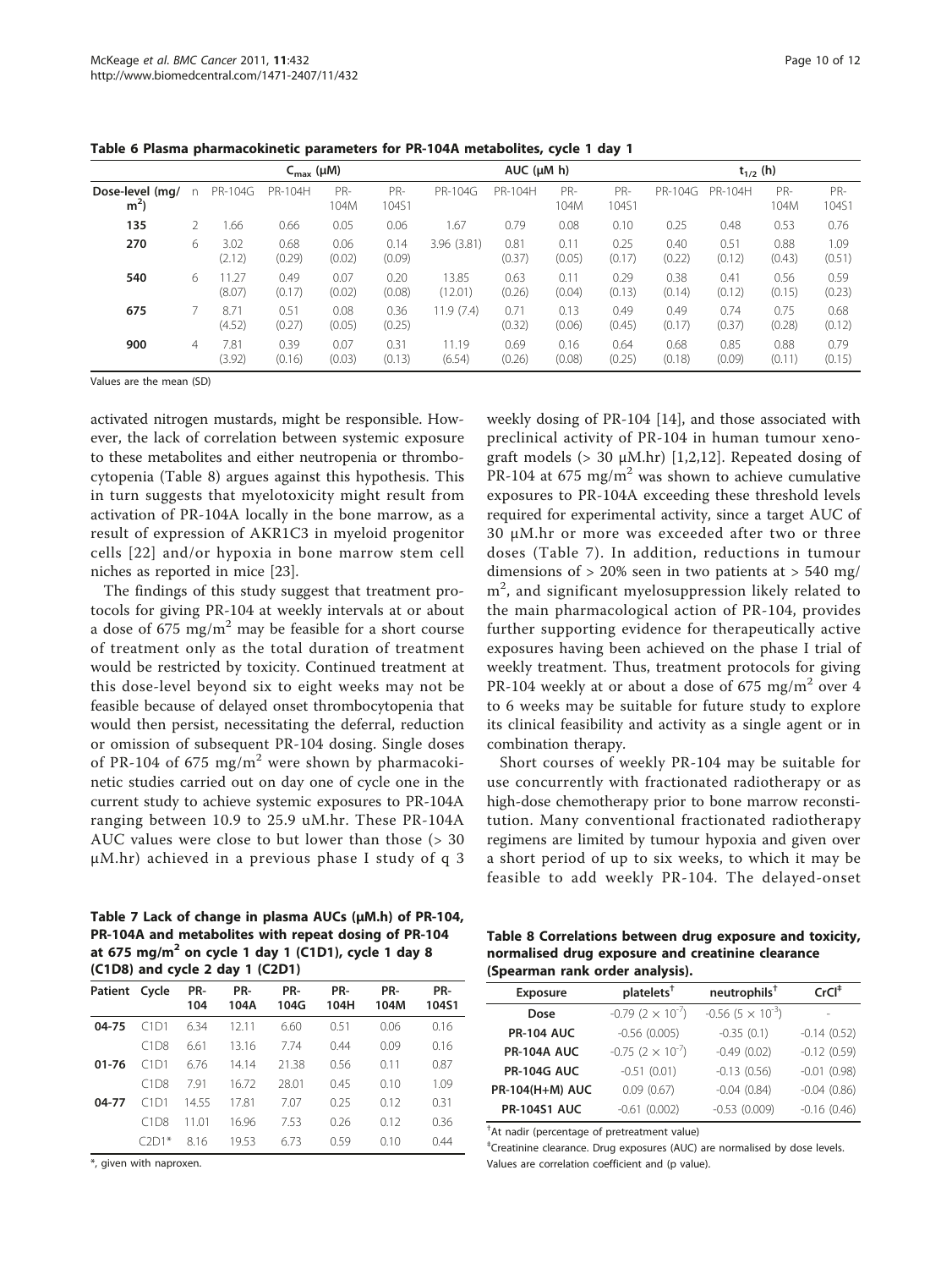**Table 6 Plasma pharmacokinetic parameters for PR-104A metabolites, cycle 1 day 1**

| | | $C_{max}$ (μM) | | | | AUC (μM h) | | | | $t_{1/2}$ (h) | | | |
|---|---|---|---|---|---|---|---|---|---|---|---|---|---|
| **Dose-level (mg/ m$^2$)** | n | PR-104G | PR-104H | PR-104M | PR-104S1 | PR-104G | PR-104H | PR-104M | PR-104S1 | PR-104G | PR-104H | PR-104M | PR-104S1 |
| **135** | 2 | 1.66 | 0.66 | 0.05 | 0.06 | 1.67 | 0.79 | 0.08 | 0.10 | 0.25 | 0.48 | 0.53 | 0.76 |
| **270** | 6 | 3.02 (2.12) | 0.68 (0.29) | 0.06 (0.02) | 0.14 (0.09) | 3.96 (3.81) | 0.81 (0.37) | 0.11 (0.05) | 0.25 (0.17) | 0.40 (0.22) | 0.51 (0.12) | 0.88 (0.43) | 1.09 (0.51) |
| **540** | 6 | 11.27 (8.07) | 0.49 (0.17) | 0.07 (0.02) | 0.20 (0.08) | 13.85 (12.01) | 0.63 (0.26) | 0.11 (0.04) | 0.29 (0.13) | 0.38 (0.14) | 0.41 (0.12) | 0.56 (0.15) | 0.59 (0.23) |
| **675** | 7 | 8.71 (4.52) | 0.51 (0.27) | 0.08 (0.05) | 0.36 (0.25) | 11.9 (7.4) | 0.71 (0.32) | 0.13 (0.06) | 0.49 (0.45) | 0.49 (0.17) | 0.74 (0.37) | 0.75 (0.28) | 0.68 (0.12) |
| **900** | 4 | 7.81 (3.92) | 0.39 (0.16) | 0.07 (0.03) | 0.31 (0.13) | 11.19 (6.54) | 0.69 (0.26) | 0.16 (0.08) | 0.64 (0.25) | 0.68 (0.18) | 0.85 (0.09) | 0.88 (0.11) | 0.79 (0.15) |

Values are the mean (SD)

activated nitrogen mustards, might be responsible. However, the lack of correlation between systemic exposure to these metabolites and either neutropenia or thrombocytopenia (Table 8) argues against this hypothesis. This in turn suggests that myelotoxicity might result from activation of PR-104A locally in the bone marrow, as a result of expression of AKR1C3 in myeloid progenitor cells [22] and/or hypoxia in bone marrow stem cell niches as reported in mice [23].

The findings of this study suggest that treatment protocols for giving PR-104 at weekly intervals at or about a dose of 675 mg/m$^2$ may be feasible for a short course of treatment only as the total duration of treatment would be restricted by toxicity. Continued treatment at this dose-level beyond six to eight weeks may not be feasible because of delayed onset thrombocytopenia that would then persist, necessitating the deferral, reduction or omission of subsequent PR-104 dosing. Single doses of PR-104 of 675 mg/m$^2$ were shown by pharmacokinetic studies carried out on day one of cycle one in the current study to achieve systemic exposures to PR-104A ranging between 10.9 to 25.9 uM.hr. These PR-104A AUC values were close to but lower than those (> 30 μM.hr) achieved in a previous phase I study of q 3 weekly dosing of PR-104 [14], and those associated with preclinical activity of PR-104 in human tumour xenograft models (> 30 μM.hr) [1,2,12]. Repeated dosing of PR-104 at 675 mg/m$^2$ was shown to achieve cumulative exposures to PR-104A exceeding these threshold levels required for experimental activity, since a target AUC of 30 μM.hr or more was exceeded after two or three doses (Table 7). In addition, reductions in tumour dimensions of > 20% seen in two patients at > 540 mg/m$^2$, and significant myelosuppression likely related to the main pharmacological action of PR-104, provides further supporting evidence for therapeutically active exposures having been achieved on the phase I trial of weekly treatment. Thus, treatment protocols for giving PR-104 weekly at or about a dose of 675 mg/m$^2$ over 4 to 6 weeks may be suitable for future study to explore its clinical feasibility and activity as a single agent or in combination therapy.

Short courses of weekly PR-104 may be suitable for use concurrently with fractionated radiotherapy or as high-dose chemotherapy prior to bone marrow reconstitution. Many conventional fractionated radiotherapy regimens are limited by tumour hypoxia and given over a short period of up to six weeks, to which it may be feasible to add weekly PR-104. The delayed-onset

**Table 7 Lack of change in plasma AUCs (μM.h) of PR-104, PR-104A and metabolites with repeat dosing of PR-104 at 675 mg/m$^2$ on cycle 1 day 1 (C1D1), cycle 1 day 8 (C1D8) and cycle 2 day 1 (C2D1)**

| Patient | Cycle | PR-104 | PR-104A | PR-104G | PR-104H | PR-104M | PR-104S1 |
|---|---|---|---|---|---|---|---|
| **04-75** | C1D1 | 6.34 | 12.11 | 6.60 | 0.51 | 0.06 | 0.16 |
| | C1D8 | 6.61 | 13.16 | 7.74 | 0.44 | 0.09 | 0.16 |
| **01-76** | C1D1 | 6.76 | 14.14 | 21.38 | 0.56 | 0.11 | 0.87 |
| | C1D8 | 7.91 | 16.72 | 28.01 | 0.45 | 0.10 | 1.09 |
| **04-77** | C1D1 | 14.55 | 17.81 | 7.07 | 0.25 | 0.12 | 0.31 |
| | C1D8 | 11.01 | 16.96 | 7.53 | 0.26 | 0.12 | 0.36 |
| | C2D1* | 8.16 | 19.53 | 6.73 | 0.59 | 0.10 | 0.44 |

*, given with naproxen.

**Table 8 Correlations between drug exposure and toxicity, normalised drug exposure and creatinine clearance (Spearman rank order analysis).**

| Exposure | platelets† | neutrophils† | CrCl‡ |
|---|---|---|---|
| **Dose** | -0.79 ($2 \times 10^{-7}$) | -0.56 ($5 \times 10^{-3}$) | - |
| **PR-104 AUC** | -0.56 (0.005) | -0.35 (0.1) | -0.14 (0.52) |
| **PR-104A AUC** | -0.75 ($2 \times 10^{-7}$) | -0.49 (0.02) | -0.12 (0.59) |
| **PR-104G AUC** | -0.51 (0.01) | -0.13 (0.56) | -0.01 (0.98) |
| **PR-104(H+M) AUC** | 0.09 (0.67) | -0.04 (0.84) | -0.04 (0.86) |
| **PR-104S1 AUC** | -0.61 (0.002) | -0.53 (0.009) | -0.16 (0.46) |

†At nadir (percentage of pretreatment value)

‡Creatinine clearance. Drug exposures (AUC) are normalised by dose levels. Values are correlation coefficient and (p value).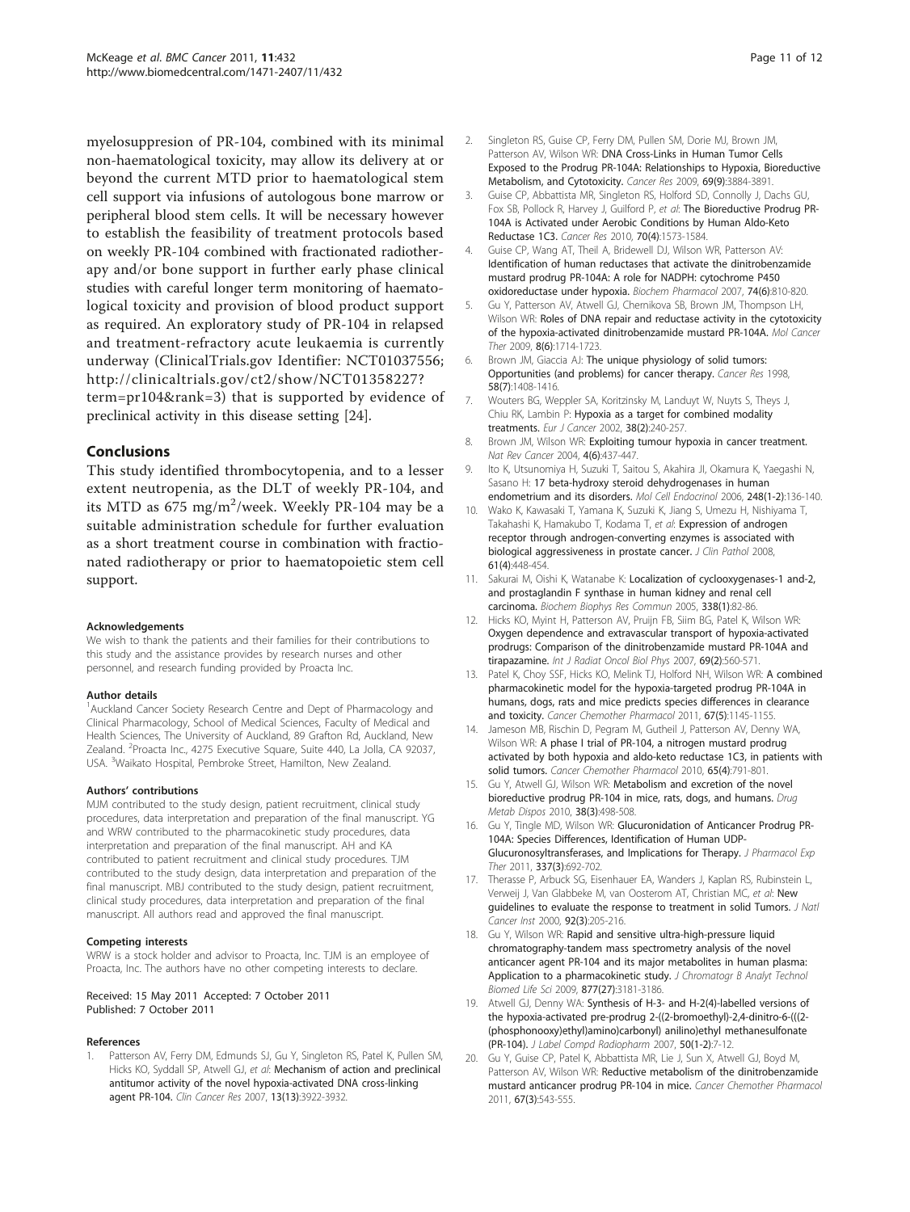myelosuppresion of PR-104, combined with its minimal non-haematological toxicity, may allow its delivery at or beyond the current MTD prior to haematological stem cell support via infusions of autologous bone marrow or peripheral blood stem cells. It will be necessary however to establish the feasibility of treatment protocols based on weekly PR-104 combined with fractionated radiotherapy and/or bone support in further early phase clinical studies with careful longer term monitoring of haematological toxicity and provision of blood product support as required. An exploratory study of PR-104 in relapsed and treatment-refractory acute leukaemia is currently underway (ClinicalTrials.gov Identifier: NCT01037556; http://clinicaltrials.gov/ct2/show/NCT01358227?term=pr104&rank=3) that is supported by evidence of preclinical activity in this disease setting [24].

## Conclusions

This study identified thrombocytopenia, and to a lesser extent neutropenia, as the DLT of weekly PR-104, and its MTD as 675 mg/m$^2$/week. Weekly PR-104 may be a suitable administration schedule for further evaluation as a short treatment course in combination with fractionated radiotherapy or prior to haematopoietic stem cell support.

#### Acknowledgements

We wish to thank the patients and their families for their contributions to this study and the assistance provides by research nurses and other personnel, and research funding provided by Proacta Inc.

#### Author details

[1]Auckland Cancer Society Research Centre and Dept of Pharmacology and Clinical Pharmacology, School of Medical Sciences, Faculty of Medical and Health Sciences, The University of Auckland, 89 Grafton Rd, Auckland, New Zealand. [2]Proacta Inc., 4275 Executive Square, Suite 440, La Jolla, CA 92037, USA. [3]Waikato Hospital, Pembroke Street, Hamilton, New Zealand.

#### Authors' contributions

MJM contributed to the study design, patient recruitment, clinical study procedures, data interpretation and preparation of the final manuscript. YG and WRW contributed to the pharmacokinetic study procedures, data interpretation and preparation of the final manuscript. AH and KA contributed to patient recruitment and clinical study procedures. TJM contributed to the study design, data interpretation and preparation of the final manuscript. MBJ contributed to the study design, patient recruitment, clinical study procedures, data interpretation and preparation of the final manuscript. All authors read and approved the final manuscript.

#### Competing interests

WRW is a stock holder and advisor to Proacta, Inc. TJM is an employee of Proacta, Inc. The authors have no other competing interests to declare.

Received: 15 May 2011 Accepted: 7 October 2011
Published: 7 October 2011

#### References

1. Patterson AV, Ferry DM, Edmunds SJ, Gu Y, Singleton RS, Patel K, Pullen SM, Hicks KO, Syddall SP, Atwell GJ, *et al*: **Mechanism of action and preclinical antitumor activity of the novel hypoxia-activated DNA cross-linking agent PR-104.** *Clin Cancer Res* 2007, **13(13)**:3922-3932.
2. Singleton RS, Guise CP, Ferry DM, Pullen SM, Dorie MJ, Brown JM, Patterson AV, Wilson WR: **DNA Cross-Links in Human Tumor Cells Exposed to the Prodrug PR-104A: Relationships to Hypoxia, Bioreductive Metabolism, and Cytotoxicity.** *Cancer Res* 2009, **69(9)**:3884-3891.
3. Guise CP, Abbattista MR, Singleton RS, Holford SD, Connolly J, Dachs GU, Fox SB, Pollock R, Harvey J, Guilford P, *et al*: **The Bioreductive Prodrug PR-104A is Activated under Aerobic Conditions by Human Aldo-Keto Reductase 1C3.** *Cancer Res* 2010, **70(4)**:1573-1584.
4. Guise CP, Wang AT, Theil A, Bridewell DJ, Wilson WR, Patterson AV: **Identification of human reductases that activate the dinitrobenzamide mustard prodrug PR-104A: A role for NADPH: cytochrome P450 oxidoreductase under hypoxia.** *Biochem Pharmacol* 2007, **74(6)**:810-820.
5. Gu Y, Patterson AV, Atwell GJ, Chernikova SB, Brown JM, Thompson LH, Wilson WR: **Roles of DNA repair and reductase activity in the cytotoxicity of the hypoxia-activated dinitrobenzamide mustard PR-104A.** *Mol Cancer Ther* 2009, **8(6)**:1714-1723.
6. Brown JM, Giaccia AJ: **The unique physiology of solid tumors: Opportunities (and problems) for cancer therapy.** *Cancer Res* 1998, **58(7)**:1408-1416.
7. Wouters BG, Weppler SA, Koritzinsky M, Landuyt W, Nuyts S, Theys J, Chiu RK, Lambin P: **Hypoxia as a target for combined modality treatments.** *Eur J Cancer* 2002, **38(2)**:240-257.
8. Brown JM, Wilson WR: **Exploiting tumour hypoxia in cancer treatment.** *Nat Rev Cancer* 2004, **4(6)**:437-447.
9. Ito K, Utsunomiya H, Suzuki T, Saitou S, Akahira JI, Okamura K, Yaegashi N, Sasano H: **17 beta-hydroxy steroid dehydrogenases in human endometrium and its disorders.** *Mol Cell Endocrinol* 2006, **248(1-2)**:136-140.
10. Wako K, Kawasaki T, Yamana K, Suzuki K, Jiang S, Umezu H, Nishiyama T, Takahashi K, Hamakubo T, Kodama T, *et al*: **Expression of androgen receptor through androgen-converting enzymes is associated with biological aggressiveness in prostate cancer.** *J Clin Pathol* 2008, **61(4)**:448-454.
11. Sakurai M, Oishi K, Watanabe K: **Localization of cyclooxygenases-1 and-2, and prostaglandin F synthase in human kidney and renal cell carcinoma.** *Biochem Biophys Res Commun* 2005, **338(1)**:82-86.
12. Hicks KO, Myint H, Patterson AV, Pruijn FB, Siim BG, Patel K, Wilson WR: **Oxygen dependence and extravascular transport of hypoxia-activated prodrugs: Comparison of the dinitrobenzamide mustard PR-104A and tirapazamine.** *Int J Radiat Oncol Biol Phys* 2007, **69(2)**:560-571.
13. Patel K, Choy SSF, Hicks KO, Melink TJ, Holford NH, Wilson WR: **A combined pharmacokinetic model for the hypoxia-targeted prodrug PR-104A in humans, dogs, rats and mice predicts species differences in clearance and toxicity.** *Cancer Chemother Pharmacol* 2011, **67(5)**:1145-1155.
14. Jameson MB, Rischin D, Pegram M, Gutheil J, Patterson AV, Denny WA, Wilson WR: **A phase I trial of PR-104, a nitrogen mustard prodrug activated by both hypoxia and aldo-keto reductase 1C3, in patients with solid tumors.** *Cancer Chemother Pharmacol* 2010, **65(4)**:791-801.
15. Gu Y, Atwell GJ, Wilson WR: **Metabolism and excretion of the novel bioreductive prodrug PR-104 in mice, rats, dogs, and humans.** *Drug Metab Dispos* 2010, **38(3)**:498-508.
16. Gu Y, Tingle MD, Wilson WR: **Glucuronidation of Anticancer Prodrug PR-104A: Species Differences, Identification of Human UDP-Glucuronosyltransferases, and Implications for Therapy.** *J Pharmacol Exp Ther* 2011, **337(3)**:692-702.
17. Therasse P, Arbuck SG, Eisenhauer EA, Wanders J, Kaplan RS, Rubinstein L, Verweij J, Van Glabbeke M, van Oosterom AT, Christian MC, *et al*: **New guidelines to evaluate the response to treatment in solid Tumors.** *J Natl Cancer Inst* 2000, **92(3)**:205-216.
18. Gu Y, Wilson WR: **Rapid and sensitive ultra-high-pressure liquid chromatography-tandem mass spectrometry analysis of the novel anticancer agent PR-104 and its major metabolites in human plasma: Application to a pharmacokinetic study.** *J Chromatogr B Analyt Technol Biomed Life Sci* 2009, **877(27)**:3181-3186.
19. Atwell GJ, Denny WA: **Synthesis of H-3- and H-2(4)-labelled versions of the hypoxia-activated pre-prodrug 2-((2-bromoethyl)-2,4-dinitro-6-(((2-(phosphonooxy)ethyl)amino)carbonyl) anilino)ethyl methanesulfonate (PR-104).** *J Label Compd Radiopharm* 2007, **50(1-2)**:7-12.
20. Gu Y, Guise CP, Patel K, Abbattista MR, Lie J, Sun X, Atwell GJ, Boyd M, Patterson AV, Wilson WR: **Reductive metabolism of the dinitrobenzamide mustard anticancer prodrug PR-104 in mice.** *Cancer Chemother Pharmacol* 2011, **67(3)**:543-555.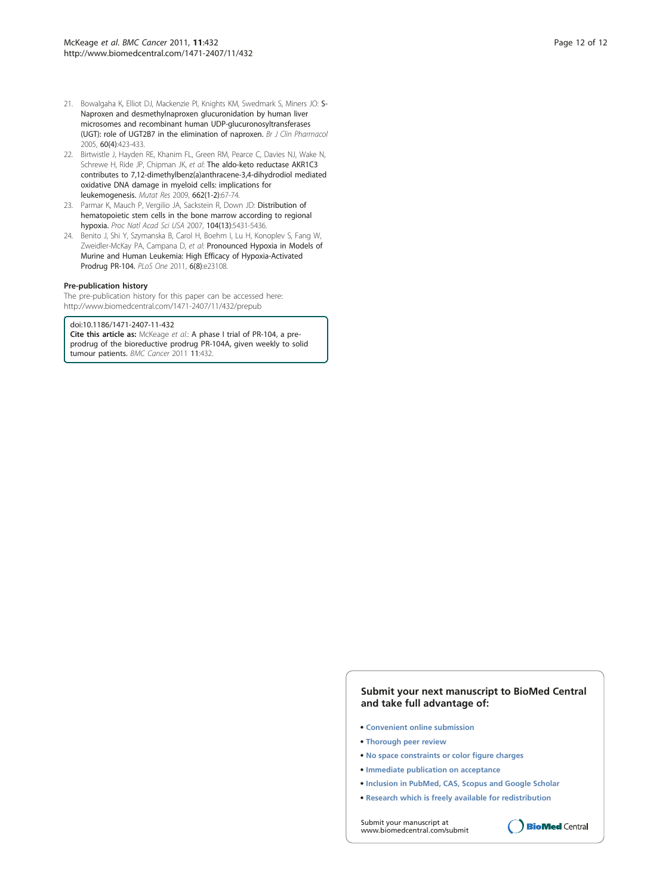21. Bowalgaha K, Elliot DJ, Mackenzie PI, Knights KM, Swedmark S, Miners JO: **S-Naproxen and desmethylnaproxen glucuronidation by human liver microsomes and recombinant human UDP-glucuronosyltransferases (UGT): role of UGT2B7 in the elimination of naproxen.** *Br J Clin Pharmacol* 2005, **60(4)**:423-433.
22. Birtwistle J, Hayden RE, Khanim FL, Green RM, Pearce C, Davies NJ, Wake N, Schrewe H, Ride JP, Chipman JK, *et al*: **The aldo-keto reductase AKR1C3 contributes to 7,12-dimethylbenz(a)anthracene-3,4-dihydrodiol mediated oxidative DNA damage in myeloid cells: implications for leukemogenesis.** *Mutat Res* 2009, **662(1-2)**:67-74.
23. Parmar K, Mauch P, Vergilio JA, Sackstein R, Down JD: **Distribution of hematopoietic stem cells in the bone marrow according to regional hypoxia.** *Proc Natl Acad Sci USA* 2007, **104(13)**:5431-5436.
24. Benito J, Shi Y, Szymanska B, Carol H, Boehm I, Lu H, Konoplev S, Fang W, Zweidler-McKay PA, Campana D, *et al*: **Pronounced Hypoxia in Models of Murine and Human Leukemia: High Efficacy of Hypoxia-Activated Prodrug PR-104.** *PLoS One* 2011, **6(8)**:e23108.

### Pre-publication history

The pre-publication history for this paper can be accessed here:
http://www.biomedcentral.com/1471-2407/11/432/prepub

doi:10.1186/1471-2407-11-432

**Cite this article as:** McKeage *et al.*: A phase I trial of PR-104, a pre-prodrug of the bioreductive prodrug PR-104A, given weekly to solid tumour patients. *BMC Cancer* 2011 **11**:432.

**Submit your next manuscript to BioMed Central and take full advantage of:**

- **Convenient online submission**
- **Thorough peer review**
- **No space constraints or color figure charges**
- **Immediate publication on acceptance**
- **Inclusion in PubMed, CAS, Scopus and Google Scholar**
- **Research which is freely available for redistribution**

Submit your manuscript at
www.biomedcentral.com/submit

BioMed Central